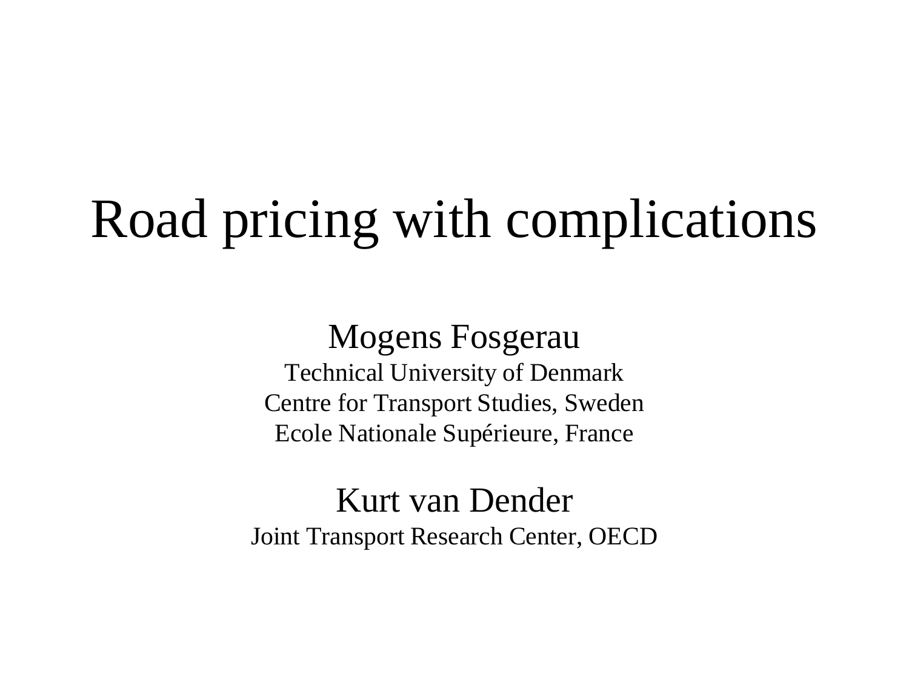# Road pricing with complications

Mogens Fosgerau

Technical University of Denmark

Centre for Transport Studies, Sweden

Ecole Nationale Supérieure, France

Kurt van Dender

Joint Transport Research Center, OECD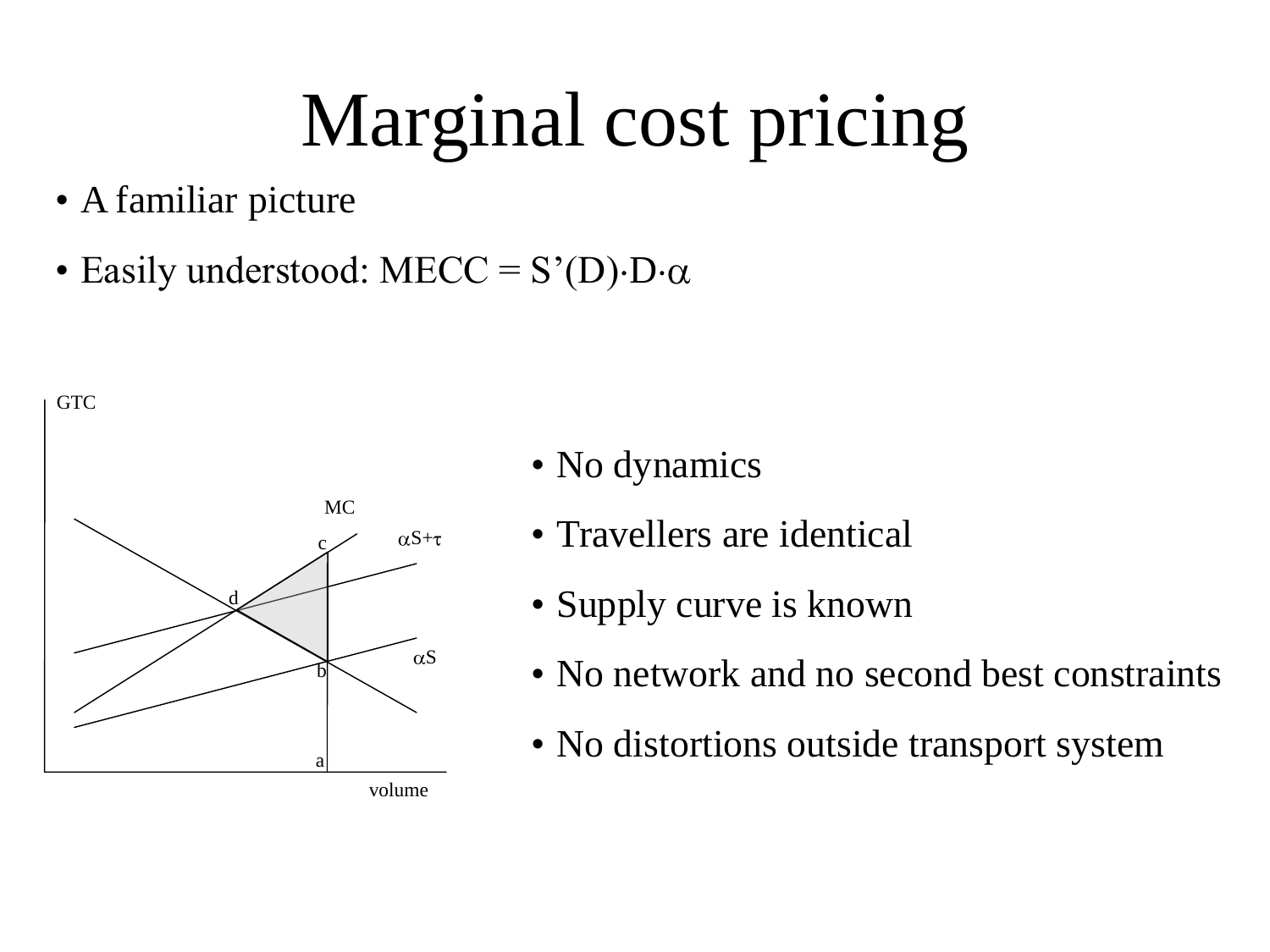# Marginal cost pricing

- A familiar picture
- Easily understood: MECC = $S'(D) \cdot D \cdot \alpha$

- No dynamics
- Travellers are identical
- Supply curve is known
- No network and no second best constraints
- No distortions outside transport system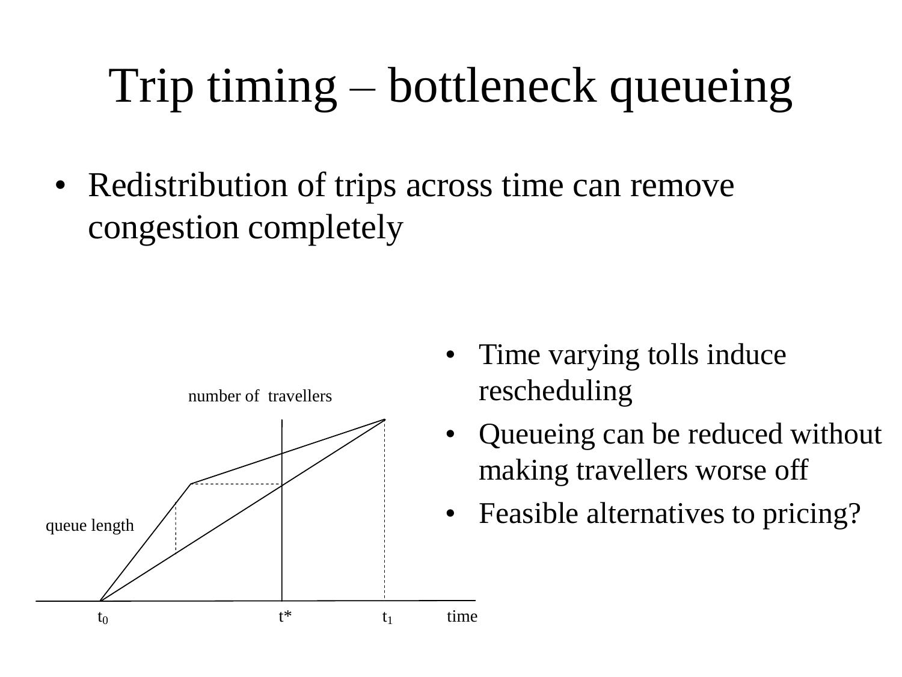# Trip timing – bottleneck queueing

- Redistribution of trips across time can remove congestion completely

- Time varying tolls induce rescheduling
- Queueing can be reduced without making travellers worse off
- Feasible alternatives to pricing?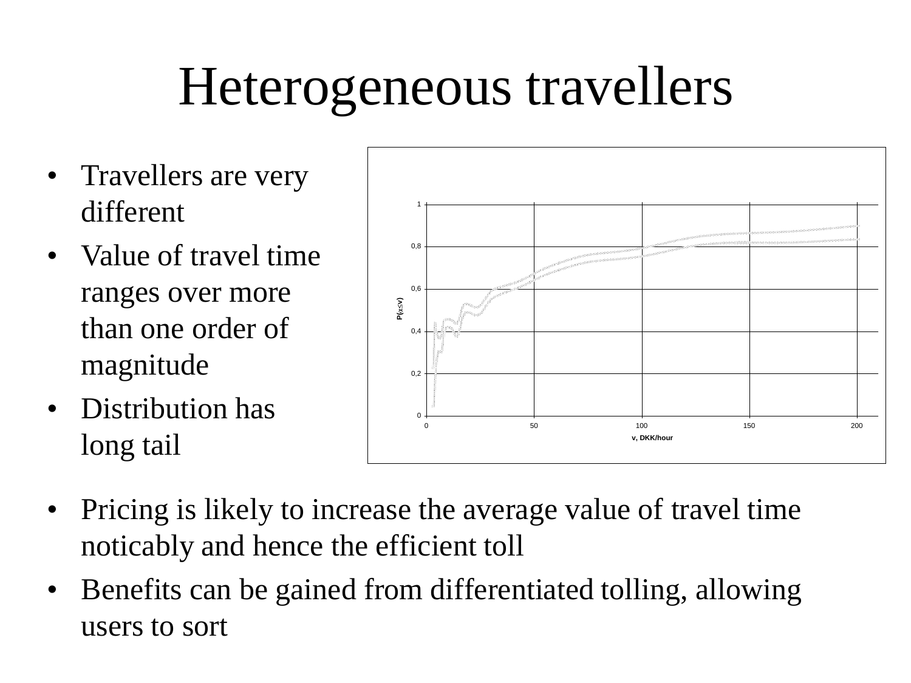# Heterogeneous travellers

- Travellers are very different
- Value of travel time ranges over more than one order of magnitude
- Distribution has long tail

- Pricing is likely to increase the average value of travel time noticably and hence the efficient toll
- Benefits can be gained from differentiated tolling, allowing users to sort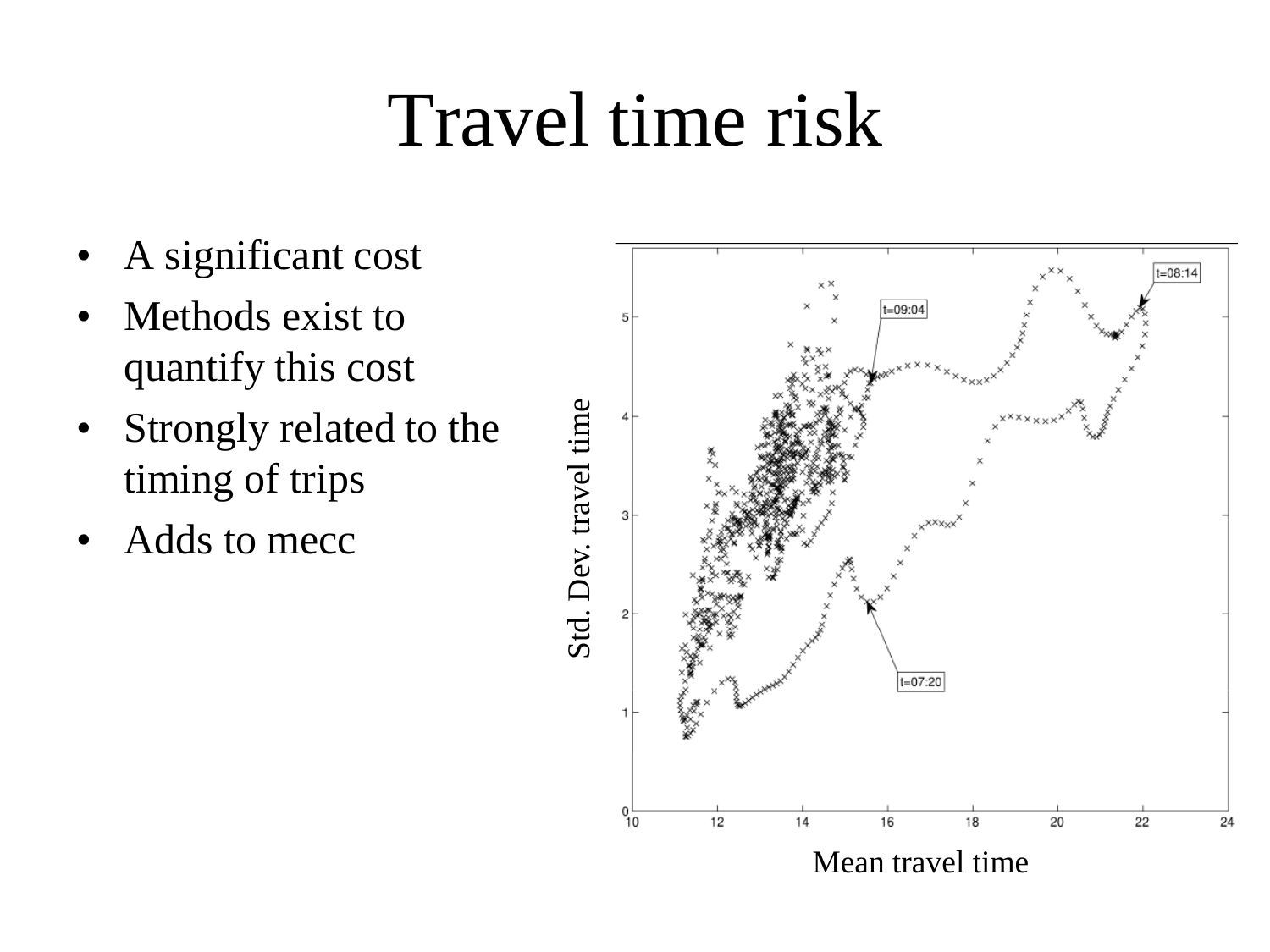# Travel time risk

- A significant cost
- Methods exist to quantify this cost
- Strongly related to the timing of trips
- Adds to mecc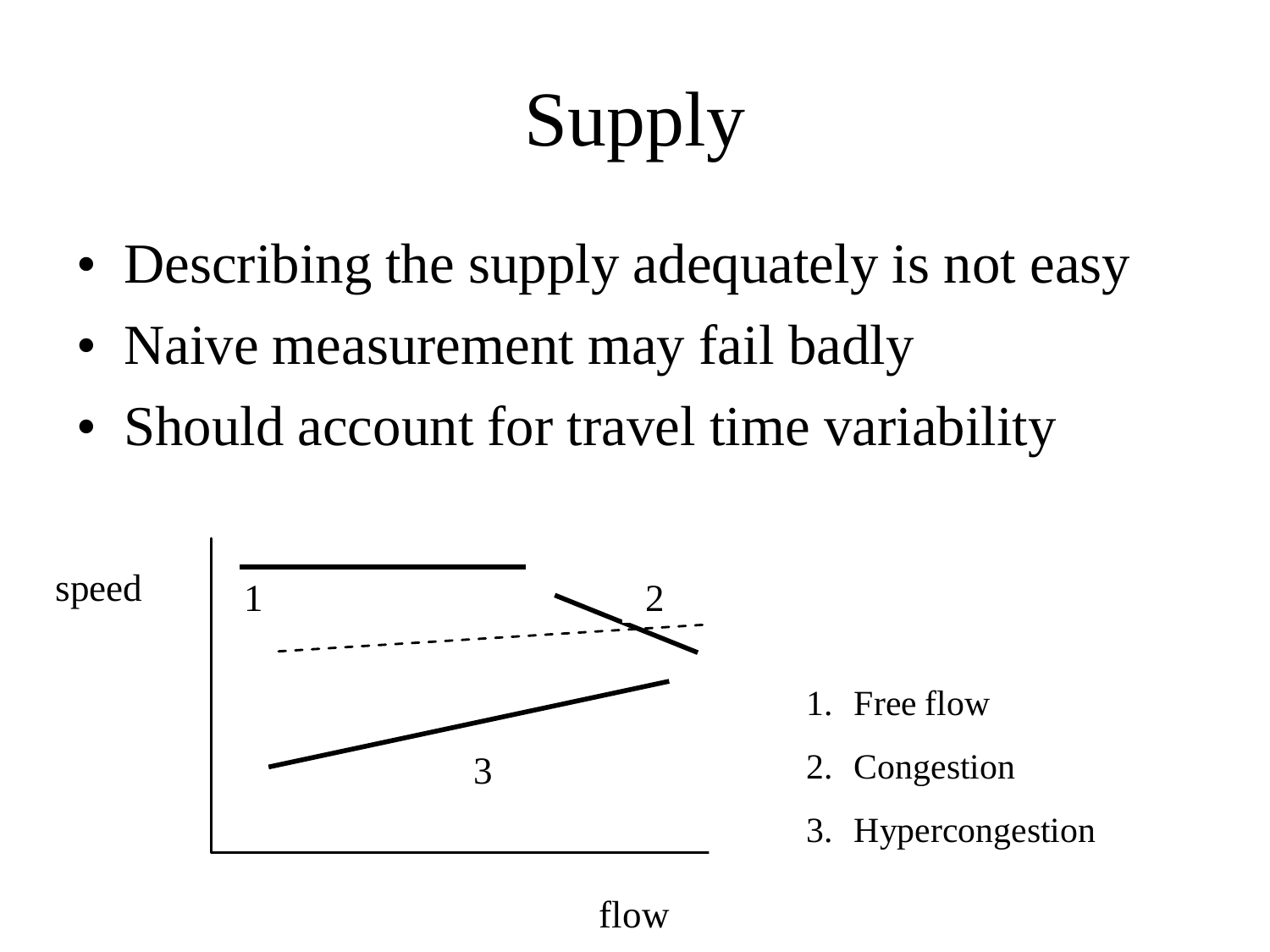# Supply

- Describing the supply adequately is not easy
- Naive measurement may fail badly
- Should account for travel time variability

speed

1

2

3

flow

1. Free flow
2. Congestion
3. Hypercongestion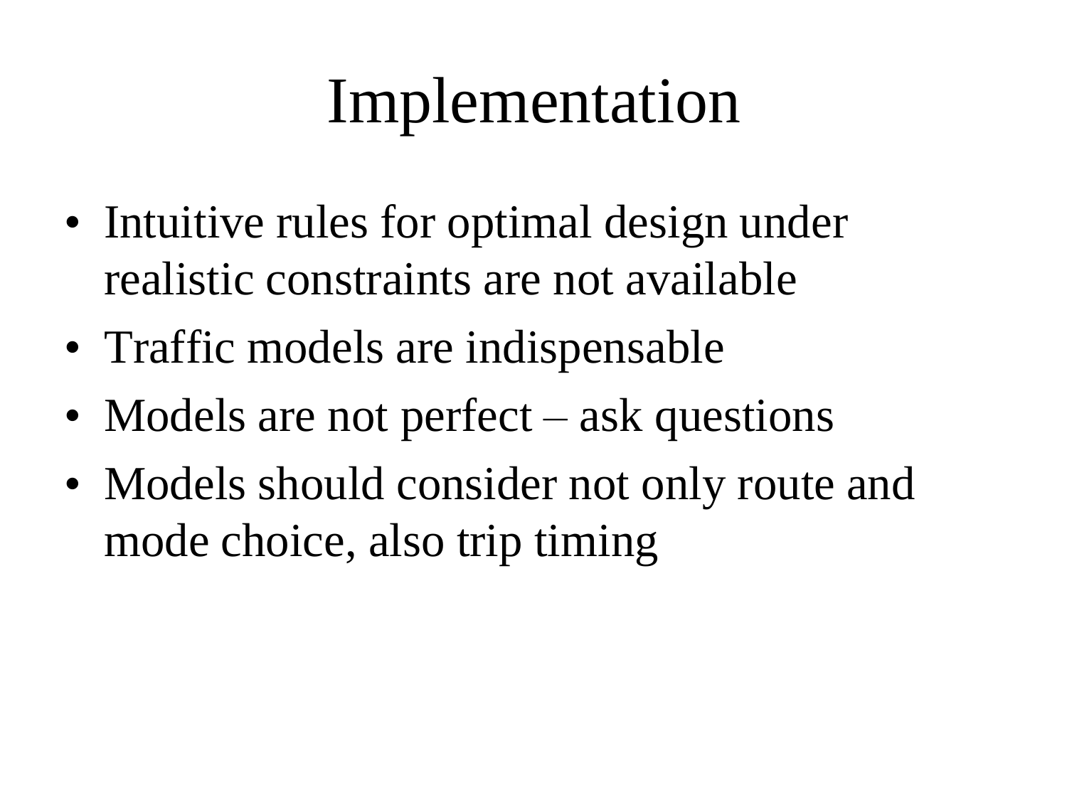# Implementation

- Intuitive rules for optimal design under realistic constraints are not available
- Traffic models are indispensable
- Models are not perfect – ask questions
- Models should consider not only route and mode choice, also trip timing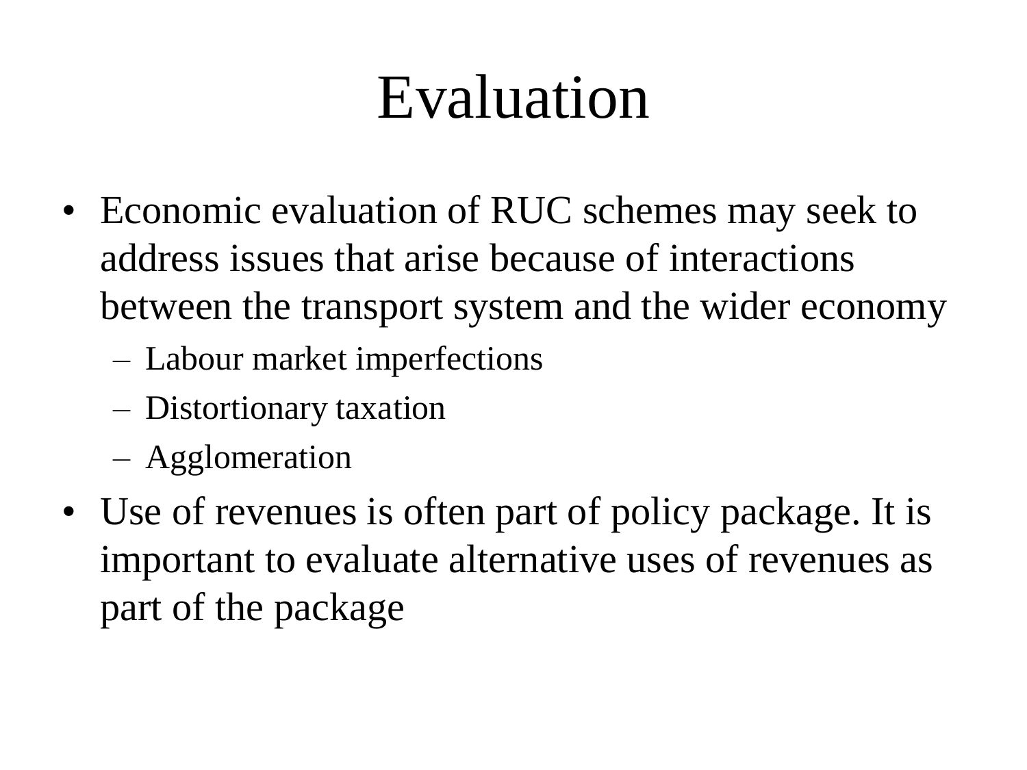# Evaluation

- Economic evaluation of RUC schemes may seek to address issues that arise because of interactions between the transport system and the wider economy
  - Labour market imperfections
  - Distortionary taxation
  - Agglomeration
- Use of revenues is often part of policy package. It is important to evaluate alternative uses of revenues as part of the package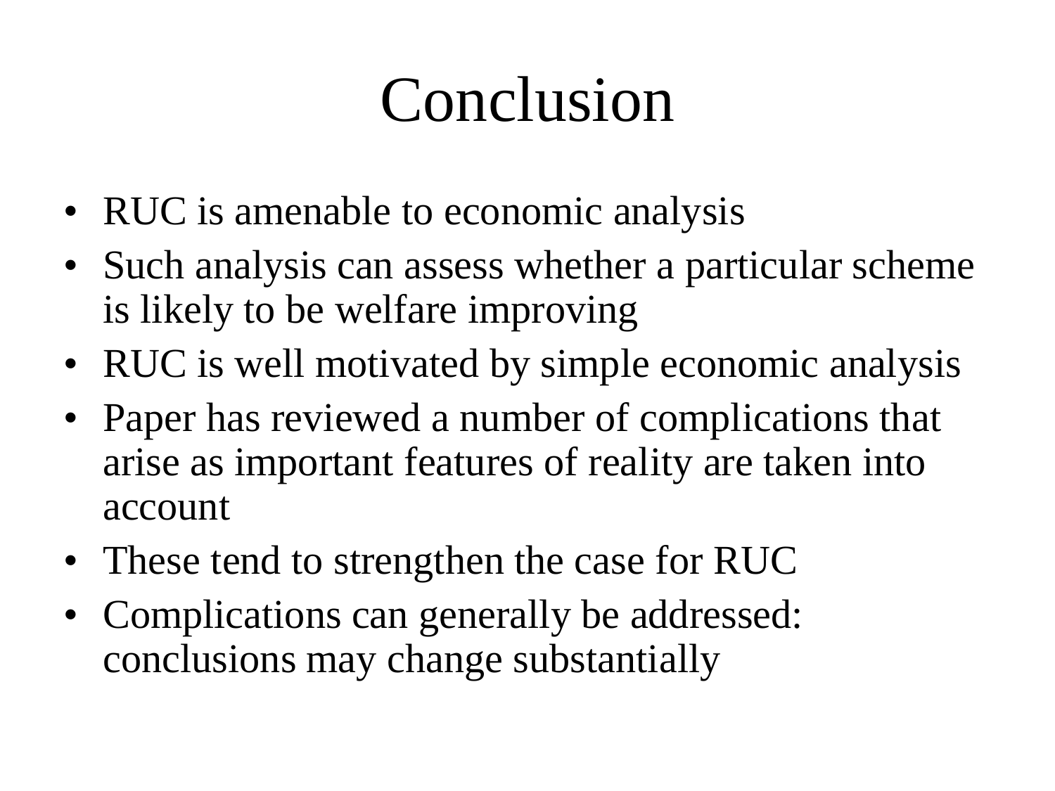# Conclusion

- RUC is amenable to economic analysis
- Such analysis can assess whether a particular scheme is likely to be welfare improving
- RUC is well motivated by simple economic analysis
- Paper has reviewed a number of complications that arise as important features of reality are taken into account
- These tend to strengthen the case for RUC
- Complications can generally be addressed: conclusions may change substantially